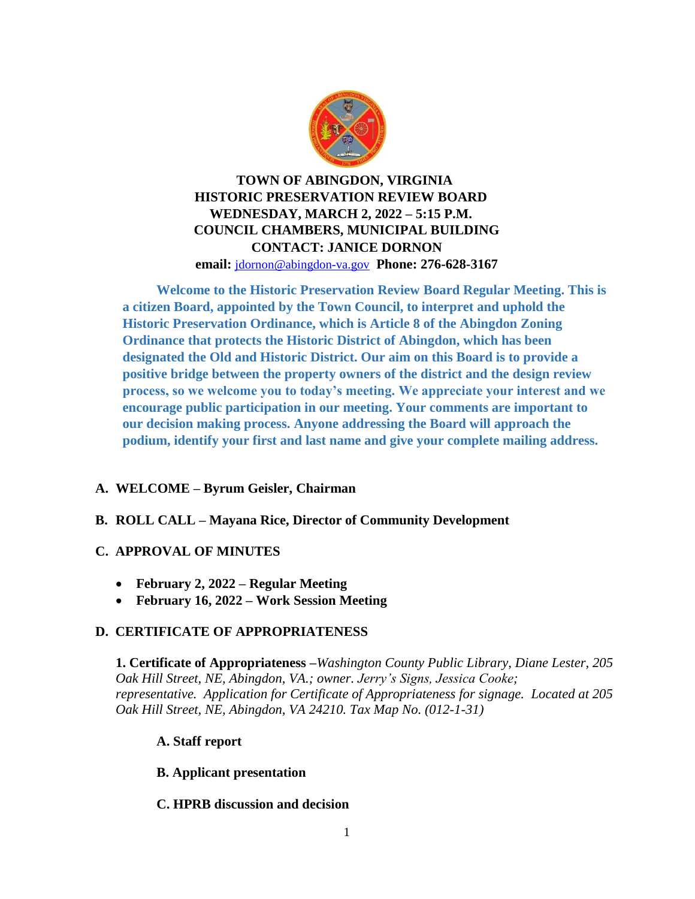# TOWN OF ABINGDON, VIRGINIA
## HISTORIC PRESERVATION REVIEW BOARD
## WEDNESDAY, MARCH 2, 2022 – 5:15 P.M.
## COUNCIL CHAMBERS, MUNICIPAL BUILDING
## CONTACT: JANICE DORNON

**email:** jdornon@abingdon-va.gov **Phone: 276-628-3167**

**Welcome to the Historic Preservation Review Board Regular Meeting. This is a citizen Board, appointed by the Town Council, to interpret and uphold the Historic Preservation Ordinance, which is Article 8 of the Abingdon Zoning Ordinance that protects the Historic District of Abingdon, which has been designated the Old and Historic District. Our aim on this Board is to provide a positive bridge between the property owners of the district and the design review process, so we welcome you to today's meeting. We appreciate your interest and we encourage public participation in our meeting. Your comments are important to our decision making process. Anyone addressing the Board will approach the podium, identify your first and last name and give your complete mailing address.**

**A. WELCOME – Byrum Geisler, Chairman**

**B. ROLL CALL – Mayana Rice, Director of Community Development**

**C. APPROVAL OF MINUTES**

- **February 2, 2022 – Regular Meeting**
- **February 16, 2022 – Work Session Meeting**

**D. CERTIFICATE OF APPROPRIATENESS**

**1. Certificate of Appropriateness** *–Washington County Public Library, Diane Lester, 205 Oak Hill Street, NE, Abingdon, VA.; owner. Jerry's Signs, Jessica Cooke; representative. Application for Certificate of Appropriateness for signage. Located at 205 Oak Hill Street, NE, Abingdon, VA 24210. Tax Map No. (012-1-31)*

**A. Staff report**

**B. Applicant presentation**

**C. HPRB discussion and decision**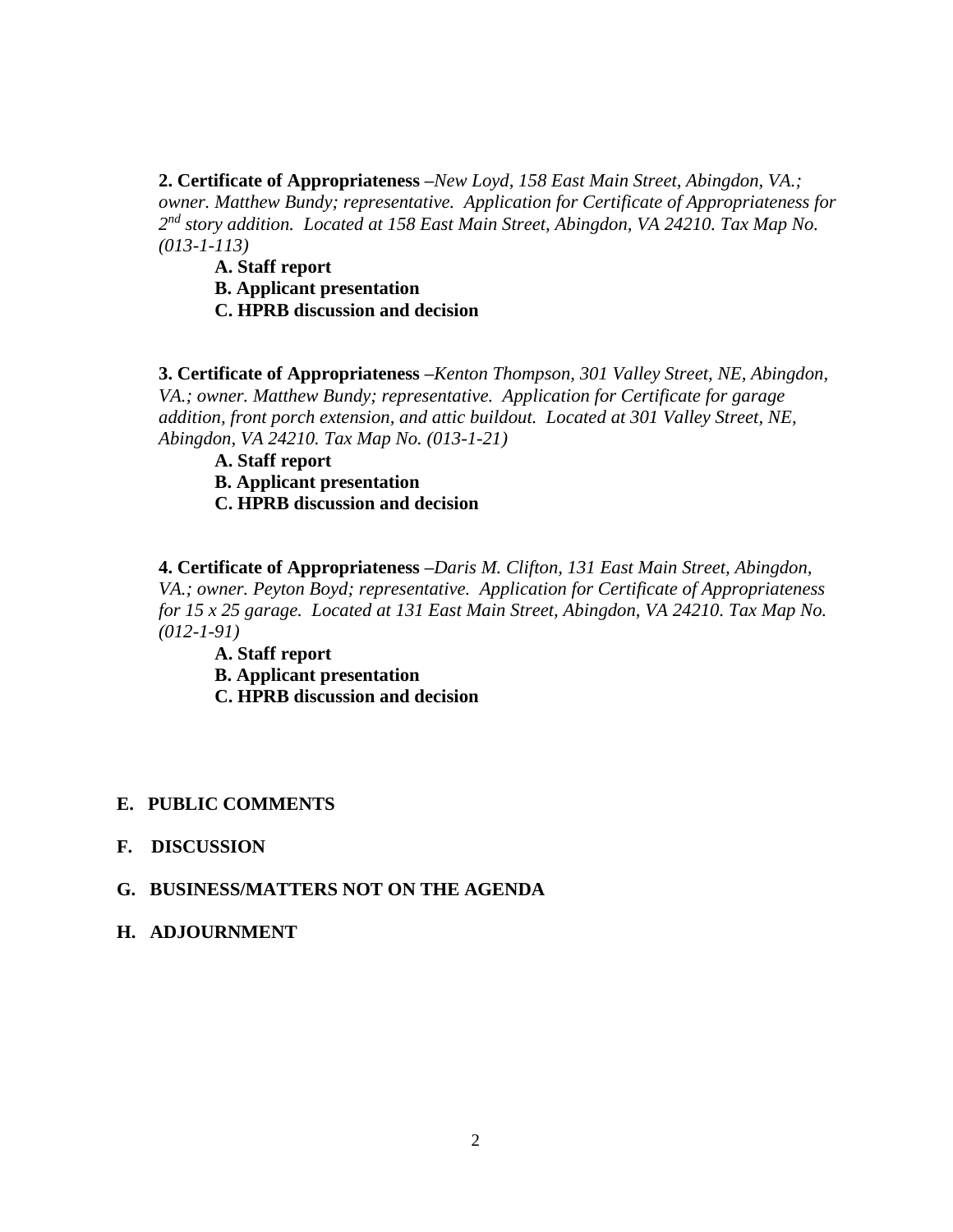**2. Certificate of Appropriateness** *–New Loyd, 158 East Main Street, Abingdon, VA.; owner. Matthew Bundy; representative. Application for Certificate of Appropriateness for 2nd story addition. Located at 158 East Main Street, Abingdon, VA 24210. Tax Map No. (013-1-113)*

- **A. Staff report**
- **B. Applicant presentation**
- **C. HPRB discussion and decision**

**3. Certificate of Appropriateness** *–Kenton Thompson, 301 Valley Street, NE, Abingdon, VA.; owner. Matthew Bundy; representative. Application for Certificate for garage addition, front porch extension, and attic buildout. Located at 301 Valley Street, NE, Abingdon, VA 24210. Tax Map No. (013-1-21)*

- **A. Staff report**
- **B. Applicant presentation**
- **C. HPRB discussion and decision**

**4. Certificate of Appropriateness** *–Daris M. Clifton, 131 East Main Street, Abingdon, VA.; owner. Peyton Boyd; representative. Application for Certificate of Appropriateness for 15 x 25 garage. Located at 131 East Main Street, Abingdon, VA 24210. Tax Map No. (012-1-91)*

- **A. Staff report**
- **B. Applicant presentation**
- **C. HPRB discussion and decision**

**E. PUBLIC COMMENTS**

**F. DISCUSSION**

**G. BUSINESS/MATTERS NOT ON THE AGENDA**

**H. ADJOURNMENT**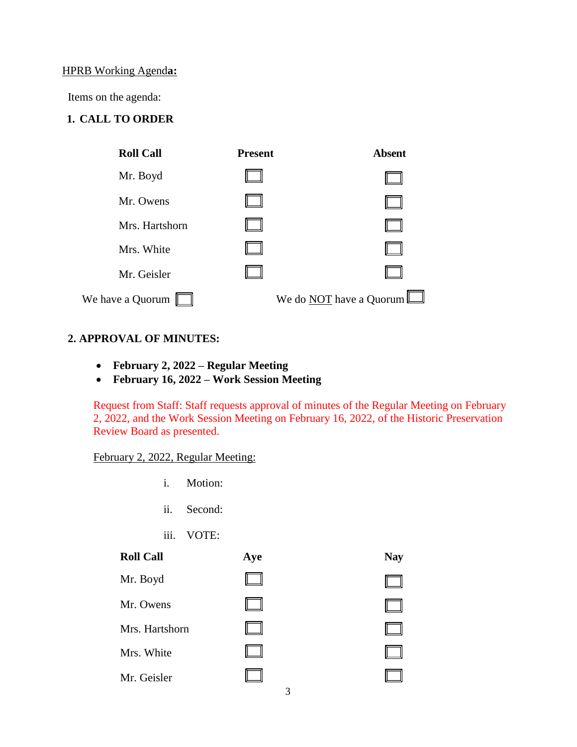HPRB Working Agend**a:**

Items on the agenda:

**1. CALL TO ORDER**

| **Roll Call** | **Present** | **Absent** |
|---|---|---|
| Mr. Boyd | ☐ | ☐ |
| Mr. Owens | ☐ | ☐ |
| Mrs. Hartshorn | ☐ | ☐ |
| Mrs. White | ☐ | ☐ |
| Mr. Geisler | ☐ | ☐ |

We have a Quorum ☐ We do NOT have a Quorum ☐

**2. APPROVAL OF MINUTES:**

- **February 2, 2022 – Regular Meeting**
- **February 16, 2022 – Work Session Meeting**

Request from Staff: Staff requests approval of minutes of the Regular Meeting on February 2, 2022, and the Work Session Meeting on February 16, 2022, of the Historic Preservation Review Board as presented.

February 2, 2022, Regular Meeting:

i. Motion:

ii. Second:

iii. VOTE:

| **Roll Call** | **Aye** | **Nay** |
|---|---|---|
| Mr. Boyd | ☐ | ☐ |
| Mr. Owens | ☐ | ☐ |
| Mrs. Hartshorn | ☐ | ☐ |
| Mrs. White | ☐ | ☐ |
| Mr. Geisler | ☐ | ☐ |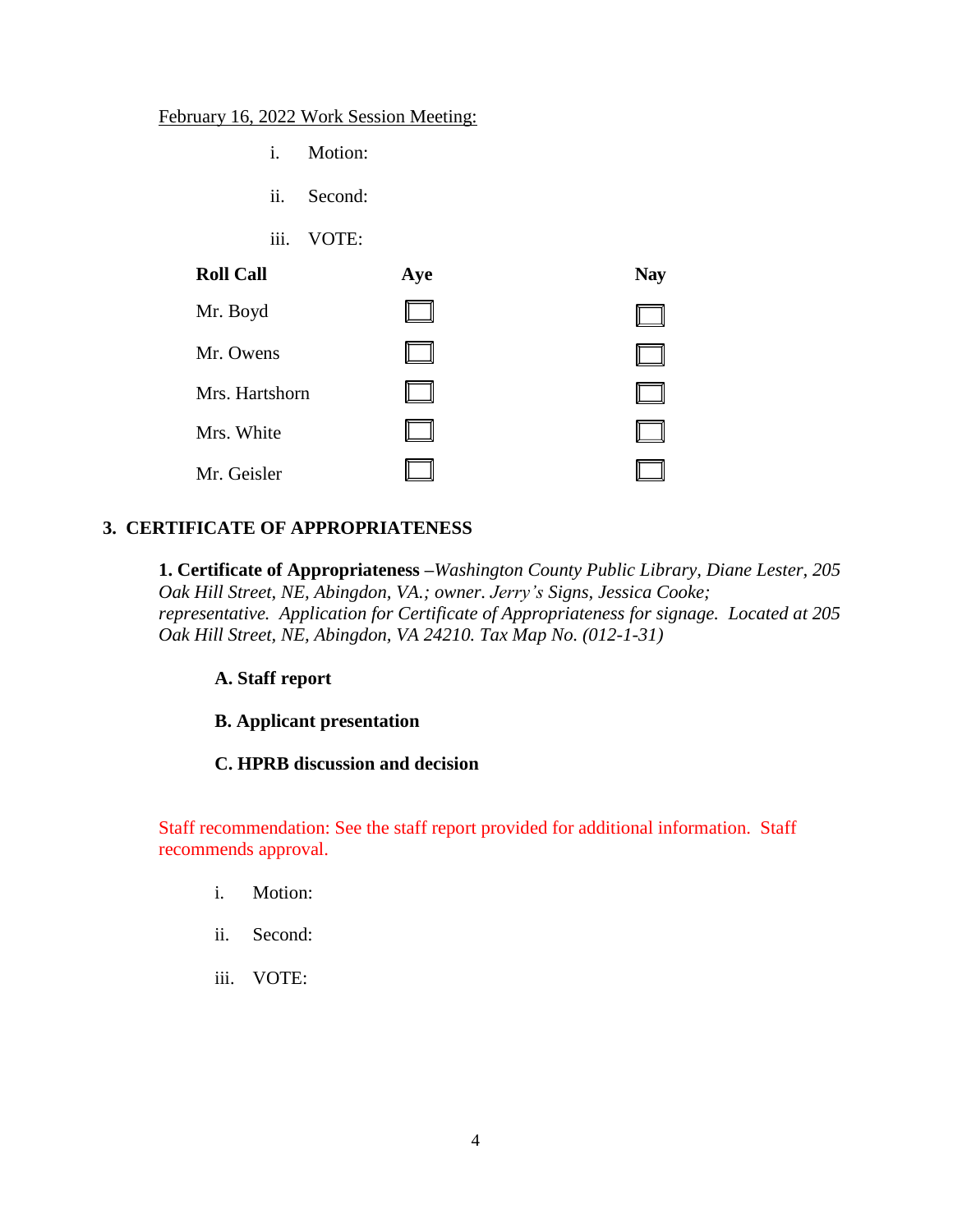February 16, 2022 Work Session Meeting:

i. Motion:

ii. Second:

iii. VOTE:

| Roll Call | Aye | Nay |
|---|---|---|
| Mr. Boyd | ☐ | ☐ |
| Mr. Owens | ☐ | ☐ |
| Mrs. Hartshorn | ☐ | ☐ |
| Mrs. White | ☐ | ☐ |
| Mr. Geisler | ☐ | ☐ |

## 3. CERTIFICATE OF APPROPRIATENESS

**1. Certificate of Appropriateness** –*Washington County Public Library, Diane Lester, 205 Oak Hill Street, NE, Abingdon, VA.; owner. Jerry's Signs, Jessica Cooke; representative. Application for Certificate of Appropriateness for signage. Located at 205 Oak Hill Street, NE, Abingdon, VA 24210. Tax Map No. (012-1-31)*

**A. Staff report**

**B. Applicant presentation**

**C. HPRB discussion and decision**

Staff recommendation: See the staff report provided for additional information. Staff recommends approval.

i. Motion:

ii. Second:

iii. VOTE: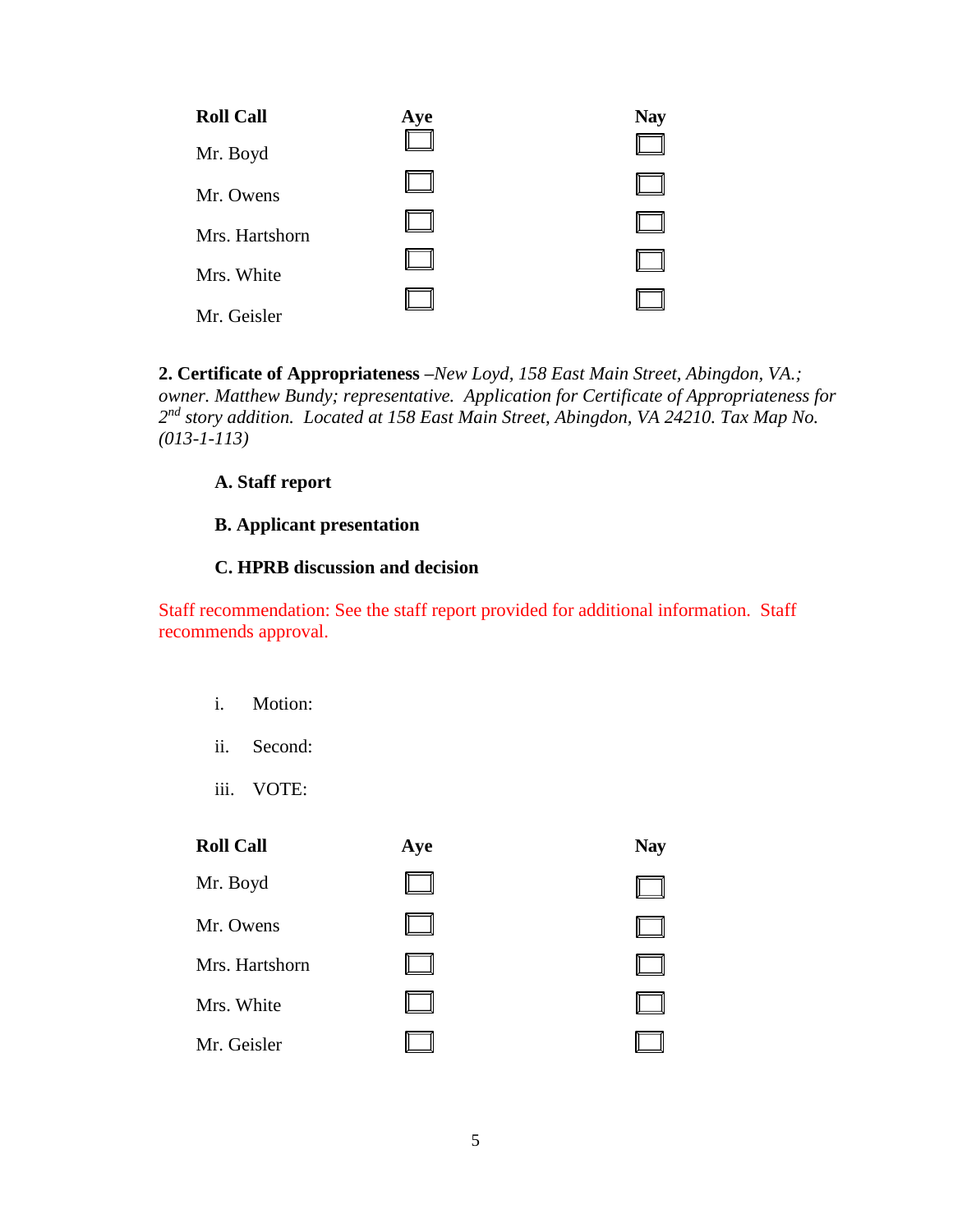| Roll Call | Aye | Nay |
|---|---|---|
| Mr. Boyd | ☐ | ☐ |
| Mr. Owens | ☐ | ☐ |
| Mrs. Hartshorn | ☐ | ☐ |
| Mrs. White | ☐ | ☐ |
| Mr. Geisler | ☐ | ☐ |

**2. Certificate of Appropriateness** –*New Loyd, 158 East Main Street, Abingdon, VA.; owner. Matthew Bundy; representative. Application for Certificate of Appropriateness for 2nd story addition. Located at 158 East Main Street, Abingdon, VA 24210. Tax Map No. (013-1-113)*

**A. Staff report**

**B. Applicant presentation**

**C. HPRB discussion and decision**

Staff recommendation: See the staff report provided for additional information. Staff recommends approval.

i. Motion:

ii. Second:

iii. VOTE:

| Roll Call | Aye | Nay |
|---|---|---|
| Mr. Boyd | ☐ | ☐ |
| Mr. Owens | ☐ | ☐ |
| Mrs. Hartshorn | ☐ | ☐ |
| Mrs. White | ☐ | ☐ |
| Mr. Geisler | ☐ | ☐ |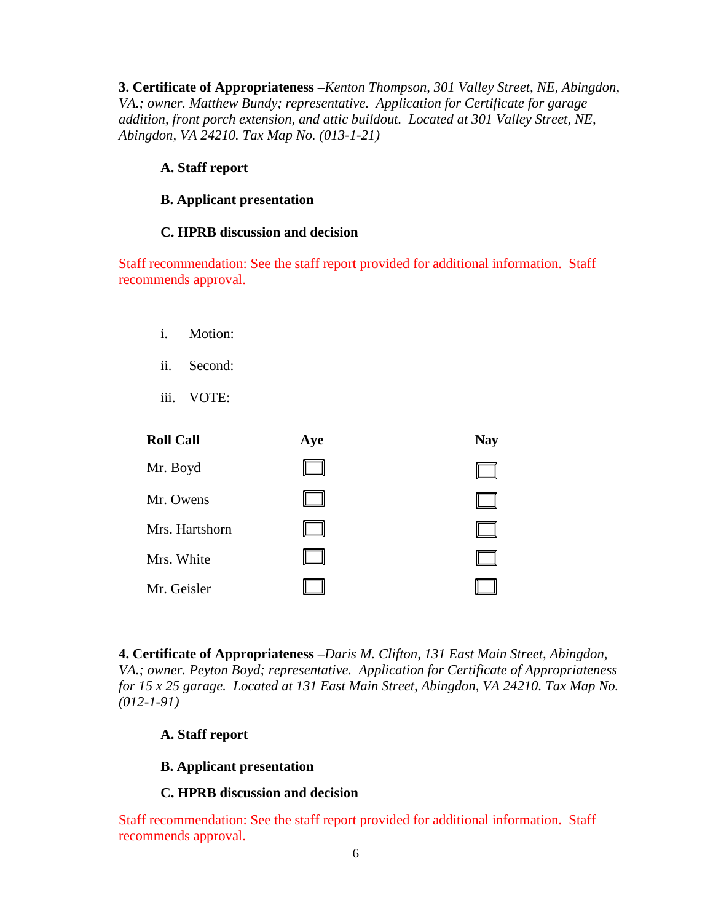**3. Certificate of Appropriateness** *–Kenton Thompson, 301 Valley Street, NE, Abingdon, VA.; owner. Matthew Bundy; representative. Application for Certificate for garage addition, front porch extension, and attic buildout. Located at 301 Valley Street, NE, Abingdon, VA 24210. Tax Map No. (013-1-21)*

**A. Staff report**

**B. Applicant presentation**

**C. HPRB discussion and decision**

Staff recommendation: See the staff report provided for additional information. Staff recommends approval.

i. Motion:

ii. Second:

iii. VOTE:

| **Roll Call** | **Aye** | **Nay** |
|---|---|---|
| Mr. Boyd | ☐ | ☐ |
| Mr. Owens | ☐ | ☐ |
| Mrs. Hartshorn | ☐ | ☐ |
| Mrs. White | ☐ | ☐ |
| Mr. Geisler | ☐ | ☐ |

**4. Certificate of Appropriateness** *–Daris M. Clifton, 131 East Main Street, Abingdon, VA.; owner. Peyton Boyd; representative. Application for Certificate of Appropriateness for 15 x 25 garage. Located at 131 East Main Street, Abingdon, VA 24210. Tax Map No. (012-1-91)*

**A. Staff report**

**B. Applicant presentation**

**C. HPRB discussion and decision**

Staff recommendation: See the staff report provided for additional information. Staff recommends approval.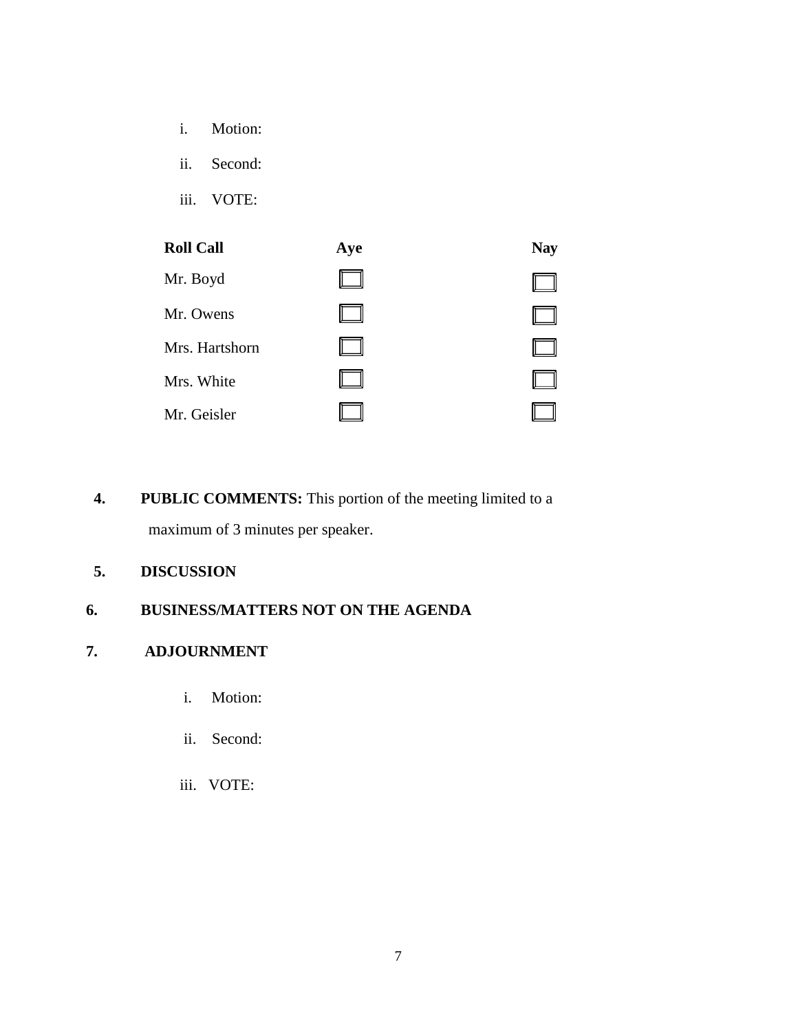i. Motion:

ii. Second:

iii. VOTE:

| Roll Call | Aye | Nay |
|---|---|---|
| Mr. Boyd | ☐ | ☐ |
| Mr. Owens | ☐ | ☐ |
| Mrs. Hartshorn | ☐ | ☐ |
| Mrs. White | ☐ | ☐ |
| Mr. Geisler | ☐ | ☐ |

**4. PUBLIC COMMENTS:** This portion of the meeting limited to a maximum of 3 minutes per speaker.

**5. DISCUSSION**

**6. BUSINESS/MATTERS NOT ON THE AGENDA**

**7. ADJOURNMENT**

i. Motion:

ii. Second:

iii. VOTE: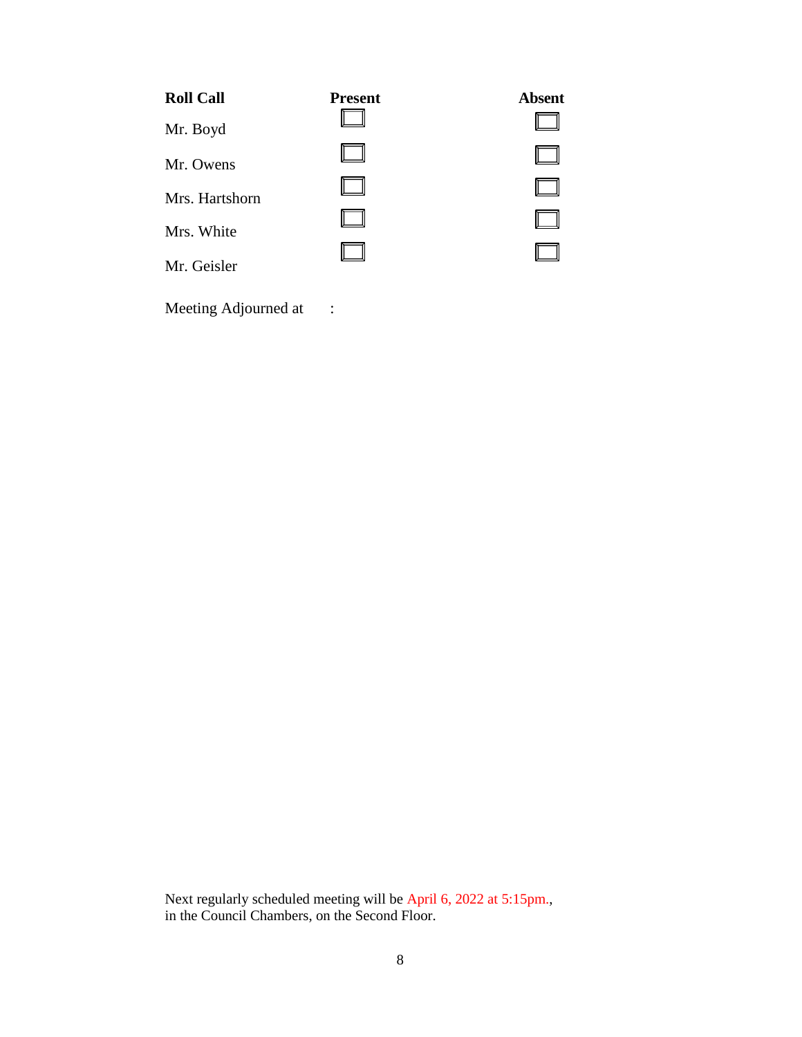| Roll Call | Present | Absent |
|---|---|---|
| Mr. Boyd | ☐ | ☐ |
| Mr. Owens | ☐ | ☐ |
| Mrs. Hartshorn | ☐ | ☐ |
| Mrs. White | ☐ | ☐ |
| Mr. Geisler | ☐ | ☐ |

Meeting Adjourned at :

Next regularly scheduled meeting will be April 6, 2022 at 5:15pm., in the Council Chambers, on the Second Floor.